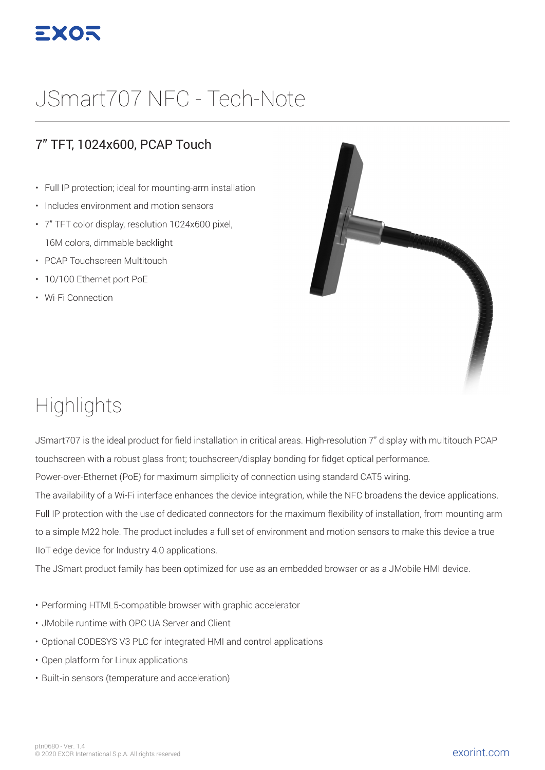EXOR

# JSmart707 NFC - Tech-Note

## 7" TFT, 1024x600, PCAP Touch

- Full IP protection; ideal for mounting-arm installation
- Includes environment and motion sensors
- 7" TFT color display, resolution 1024x600 pixel, 16M colors, dimmable backlight
- PCAP Touchscreen Multitouch
- 10/100 Ethernet port PoE
- Wi-Fi Connection

# Highlights

JSmart707 is the ideal product for field installation in critical areas. High-resolution 7" display with multitouch PCAP touchscreen with a robust glass front; touchscreen/display bonding for fidget optical performance.
Power-over-Ethernet (PoE) for maximum simplicity of connection using standard CAT5 wiring.
The availability of a Wi-Fi interface enhances the device integration, while the NFC broadens the device applications.
Full IP protection with the use of dedicated connectors for the maximum flexibility of installation, from mounting arm to a simple M22 hole. The product includes a full set of environment and motion sensors to make this device a true IIoT edge device for Industry 4.0 applications.
The JSmart product family has been optimized for use as an embedded browser or as a JMobile HMI device.

- Performing HTML5-compatible browser with graphic accelerator
- JMobile runtime with OPC UA Server and Client
- Optional CODESYS V3 PLC for integrated HMI and control applications
- Open platform for Linux applications
- Built-in sensors (temperature and acceleration)

ptn0680 - Ver. 1.4
© 2020 EXOR International S.p.A. All rights reserved

exorint.com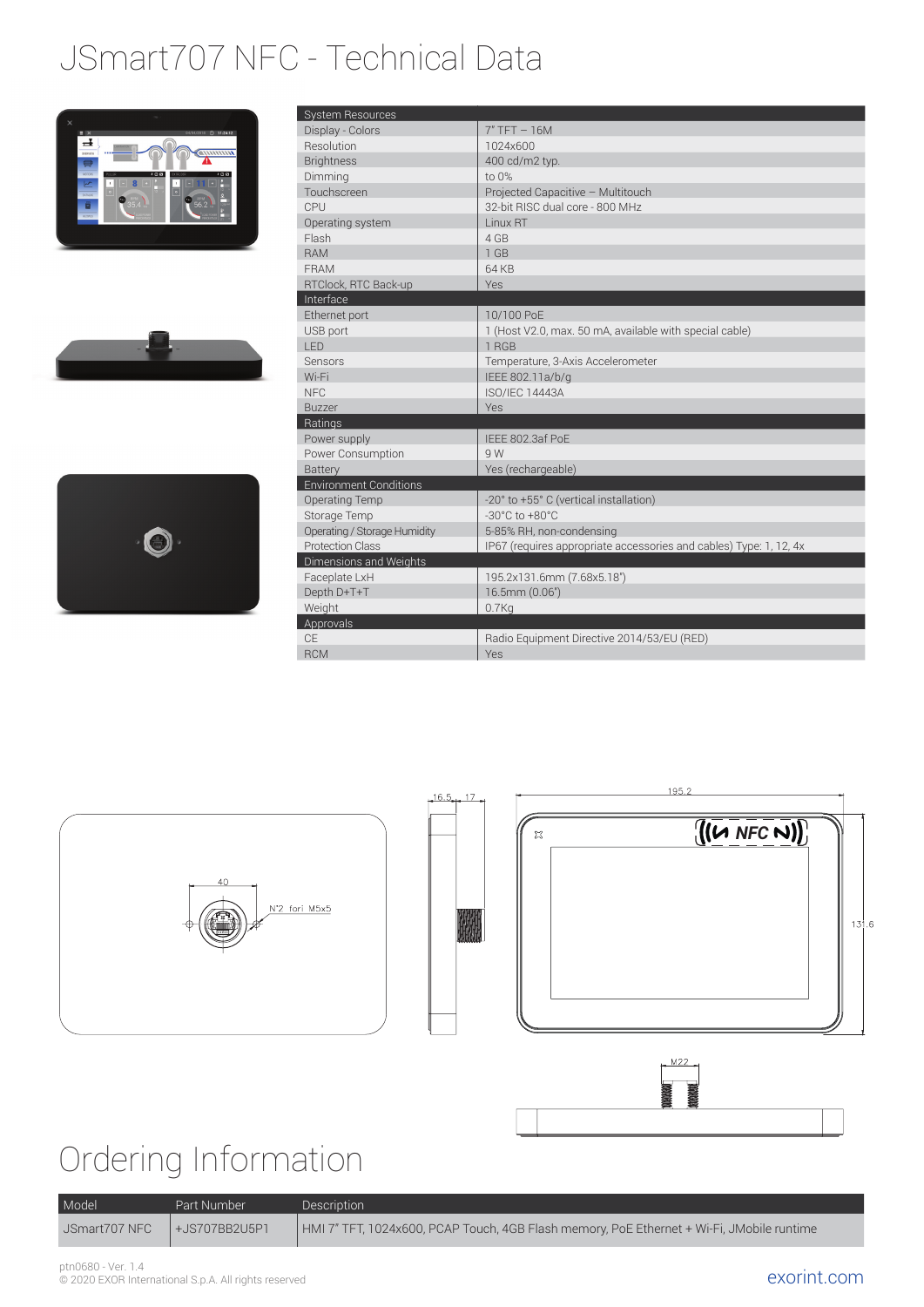# JSmart707 NFC - Technical Data

| | |
|---|---|
| **System Resources** | |
| Display - Colors | 7" TFT – 16M |
| Resolution | 1024x600 |
| Brightness | 400 cd/m2 typ. |
| Dimming | to 0% |
| Touchscreen | Projected Capacitive – Multitouch |
| CPU | 32-bit RISC dual core - 800 MHz |
| Operating system | Linux RT |
| Flash | 4 GB |
| RAM | 1 GB |
| FRAM | 64 KB |
| RTClock, RTC Back-up | Yes |
| **Interface** | |
| Ethernet port | 10/100 PoE |
| USB port | 1 (Host V2.0, max. 50 mA, available with special cable) |
| LED | 1 RGB |
| Sensors | Temperature, 3-Axis Accelerometer |
| Wi-Fi | IEEE 802.11a/b/g |
| NFC | ISO/IEC 14443A |
| Buzzer | Yes |
| **Ratings** | |
| Power supply | IEEE 802.3af PoE |
| Power Consumption | 9 W |
| Battery | Yes (rechargeable) |
| **Environment Conditions** | |
| Operating Temp | -20° to +55° C (vertical installation) |
| Storage Temp | -30°C to +80°C |
| Operating / Storage Humidity | 5-85% RH, non-condensing |
| Protection Class | IP67 (requires appropriate accessories and cables) Type: 1, 12, 4x |
| **Dimensions and Weights** | |
| Faceplate LxH | 195.2x131.6mm (7.68x5.18") |
| Depth D+T+T | 16.5mm (0.06") |
| Weight | 0.7Kg |
| **Approvals** | |
| CE | Radio Equipment Directive 2014/53/EU (RED) |
| RCM | Yes |

40

N°2 fori M5x5

16.5

17

195.2

131.6

NFC

M22

# Ordering Information

| Model | Part Number | Description |
|---|---|---|
| JSmart707 NFC | +JS707BB2U5P1 | HMI 7" TFT, 1024x600, PCAP Touch, 4GB Flash memory, PoE Ethernet + Wi-Fi, JMobile runtime |

ptn0680 - Ver. 1.4
© 2020 EXOR International S.p.A. All rights reserved

exorint.com